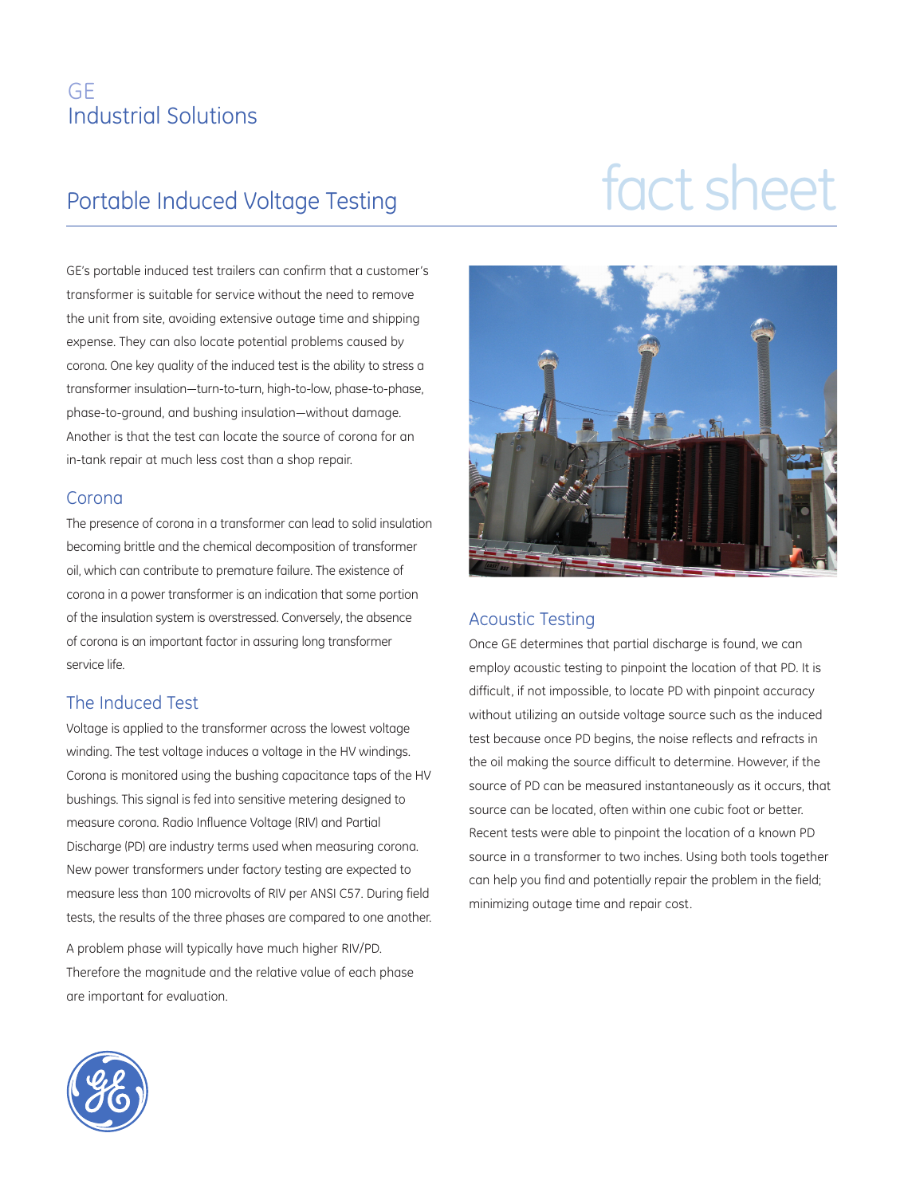GE
Industrial Solutions

# Portable Induced Voltage Testing

fact sheet

GE's portable induced test trailers can confirm that a customer's transformer is suitable for service without the need to remove the unit from site, avoiding extensive outage time and shipping expense. They can also locate potential problems caused by corona. One key quality of the induced test is the ability to stress a transformer insulation—turn-to-turn, high-to-low, phase-to-phase, phase-to-ground, and bushing insulation—without damage. Another is that the test can locate the source of corona for an in-tank repair at much less cost than a shop repair.

## Corona

The presence of corona in a transformer can lead to solid insulation becoming brittle and the chemical decomposition of transformer oil, which can contribute to premature failure. The existence of corona in a power transformer is an indication that some portion of the insulation system is overstressed. Conversely, the absence of corona is an important factor in assuring long transformer service life.

## The Induced Test

Voltage is applied to the transformer across the lowest voltage winding. The test voltage induces a voltage in the HV windings. Corona is monitored using the bushing capacitance taps of the HV bushings. This signal is fed into sensitive metering designed to measure corona. Radio Influence Voltage (RIV) and Partial Discharge (PD) are industry terms used when measuring corona. New power transformers under factory testing are expected to measure less than 100 microvolts of RIV per ANSI C57. During field tests, the results of the three phases are compared to one another.

A problem phase will typically have much higher RIV/PD. Therefore the magnitude and the relative value of each phase are important for evaluation.

## Acoustic Testing

Once GE determines that partial discharge is found, we can employ acoustic testing to pinpoint the location of that PD. It is difficult, if not impossible, to locate PD with pinpoint accuracy without utilizing an outside voltage source such as the induced test because once PD begins, the noise reflects and refracts in the oil making the source difficult to determine. However, if the source of PD can be measured instantaneously as it occurs, that source can be located, often within one cubic foot or better. Recent tests were able to pinpoint the location of a known PD source in a transformer to two inches. Using both tools together can help you find and potentially repair the problem in the field; minimizing outage time and repair cost.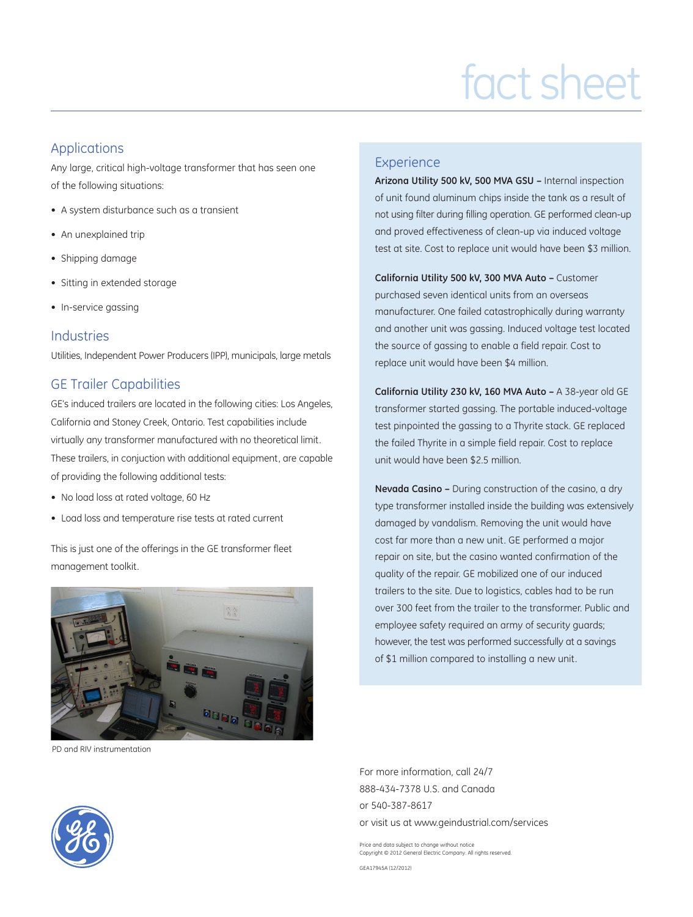# fact sheet

## Applications

Any large, critical high-voltage transformer that has seen one of the following situations:

- A system disturbance such as a transient
- An unexplained trip
- Shipping damage
- Sitting in extended storage
- In-service gassing

## Industries

Utilities, Independent Power Producers (IPP), municipals, large metals

## GE Trailer Capabilities

GE's induced trailers are located in the following cities: Los Angeles, California and Stoney Creek, Ontario. Test capabilities include virtually any transformer manufactured with no theoretical limit. These trailers, in conjuction with additional equipment, are capable of providing the following additional tests:

- No load loss at rated voltage, 60 Hz
- Load loss and temperature rise tests at rated current

This is just one of the offerings in the GE transformer fleet management toolkit.

PD and RIV instrumentation

## Experience

**Arizona Utility 500 kV, 500 MVA GSU –** Internal inspection of unit found aluminum chips inside the tank as a result of not using filter during filling operation. GE performed clean-up and proved effectiveness of clean-up via induced voltage test at site. Cost to replace unit would have been $3 million.

**California Utility 500 kV, 300 MVA Auto –** Customer purchased seven identical units from an overseas manufacturer. One failed catastrophically during warranty and another unit was gassing. Induced voltage test located the source of gassing to enable a field repair. Cost to replace unit would have been $4 million.

**California Utility 230 kV, 160 MVA Auto –** A 38-year old GE transformer started gassing. The portable induced-voltage test pinpointed the gassing to a Thyrite stack. GE replaced the failed Thyrite in a simple field repair. Cost to replace unit would have been $2.5 million.

**Nevada Casino –** During construction of the casino, a dry type transformer installed inside the building was extensively damaged by vandalism. Removing the unit would have cost far more than a new unit. GE performed a major repair on site, but the casino wanted confirmation of the quality of the repair. GE mobilized one of our induced trailers to the site. Due to logistics, cables had to be run over 300 feet from the trailer to the transformer. Public and employee safety required an army of security guards; however, the test was performed successfully at a savings of $1 million compared to installing a new unit.

For more information, call 24/7
888-434-7378 U.S. and Canada
or 540-387-8617
or visit us at www.geindustrial.com/services

Price and data subject to change without notice
Copyright © 2012 General Electric Company. All rights reserved.

GEA17945A (12/2012)